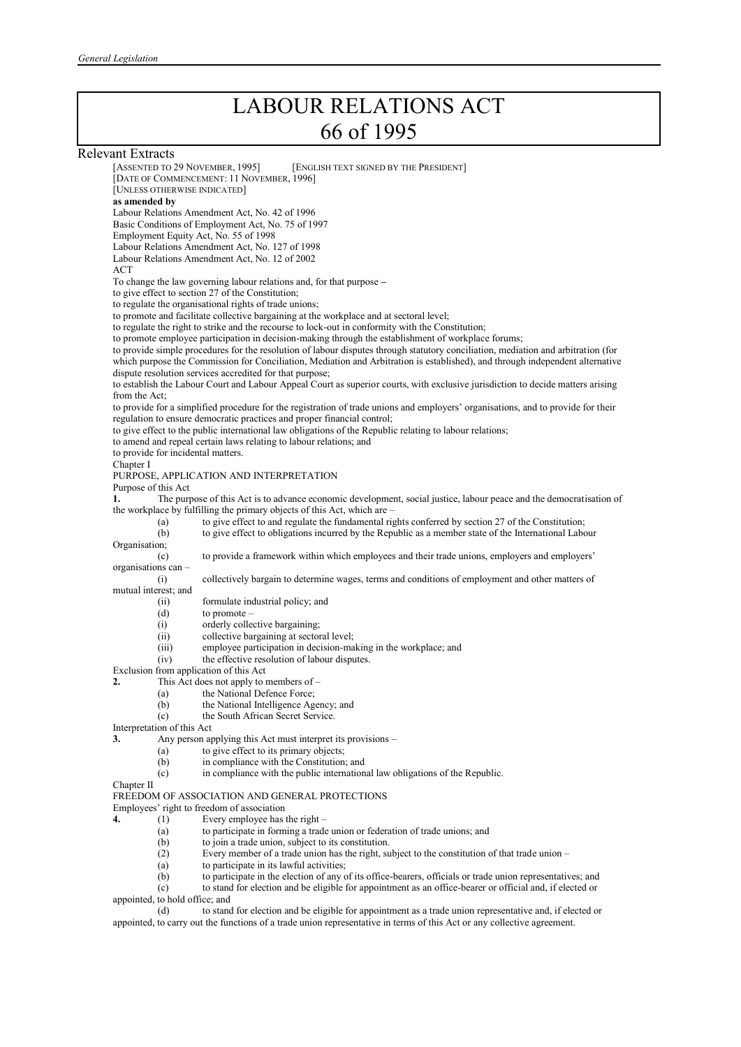# LABOUR RELATIONS ACT
# 66 of 1995

## Relevant Extracts

[ASSENTED TO 29 NOVEMBER, 1995] [ENGLISH TEXT SIGNED BY THE PRESIDENT]
[DATE OF COMMENCEMENT: 11 NOVEMBER, 1996]
[UNLESS OTHERWISE INDICATED]

**as amended by**

Labour Relations Amendment Act, No. 42 of 1996
Basic Conditions of Employment Act, No. 75 of 1997
Employment Equity Act, No. 55 of 1998
Labour Relations Amendment Act, No. 127 of 1998
Labour Relations Amendment Act, No. 12 of 2002

ACT

To change the law governing labour relations and, for that purpose –
to give effect to section 27 of the Constitution;
to regulate the organisational rights of trade unions;
to promote and facilitate collective bargaining at the workplace and at sectoral level;
to regulate the right to strike and the recourse to lock-out in conformity with the Constitution;
to promote employee participation in decision-making through the establishment of workplace forums;
to provide simple procedures for the resolution of labour disputes through statutory conciliation, mediation and arbitration (for which purpose the Commission for Conciliation, Mediation and Arbitration is established), and through independent alternative dispute resolution services accredited for that purpose;
to establish the Labour Court and Labour Appeal Court as superior courts, with exclusive jurisdiction to decide matters arising from the Act;
to provide for a simplified procedure for the registration of trade unions and employers' organisations, and to provide for their regulation to ensure democratic practices and proper financial control;
to give effect to the public international law obligations of the Republic relating to labour relations;
to amend and repeal certain laws relating to labour relations; and
to provide for incidental matters.

Chapter I

PURPOSE, APPLICATION AND INTERPRETATION

Purpose of this Act

**1.** The purpose of this Act is to advance economic development, social justice, labour peace and the democratisation of the workplace by fulfilling the primary objects of this Act, which are –

(a) to give effect to and regulate the fundamental rights conferred by section 27 of the Constitution;
(b) to give effect to obligations incurred by the Republic as a member state of the International Labour Organisation;
(c) to provide a framework within which employees and their trade unions, employers and employers' organisations can –
(i) collectively bargain to determine wages, terms and conditions of employment and other matters of mutual interest; and
(ii) formulate industrial policy; and
(d) to promote –
(i) orderly collective bargaining;
(ii) collective bargaining at sectoral level;
(iii) employee participation in decision-making in the workplace; and
(iv) the effective resolution of labour disputes.

Exclusion from application of this Act

**2.** This Act does not apply to members of –

(a) the National Defence Force;
(b) the National Intelligence Agency; and
(c) the South African Secret Service.

Interpretation of this Act

**3.** Any person applying this Act must interpret its provisions –

(a) to give effect to its primary objects;
(b) in compliance with the Constitution; and
(c) in compliance with the public international law obligations of the Republic.

Chapter II

FREEDOM OF ASSOCIATION AND GENERAL PROTECTIONS

Employees' right to freedom of association

**4.** (1) Every employee has the right –

(a) to participate in forming a trade union or federation of trade unions; and
(b) to join a trade union, subject to its constitution.

(2) Every member of a trade union has the right, subject to the constitution of that trade union –

(a) to participate in its lawful activities;
(b) to participate in the election of any of its office-bearers, officials or trade union representatives; and
(c) to stand for election and be eligible for appointment as an office-bearer or official and, if elected or appointed, to hold office; and
(d) to stand for election and be eligible for appointment as a trade union representative and, if elected or appointed, to carry out the functions of a trade union representative in terms of this Act or any collective agreement.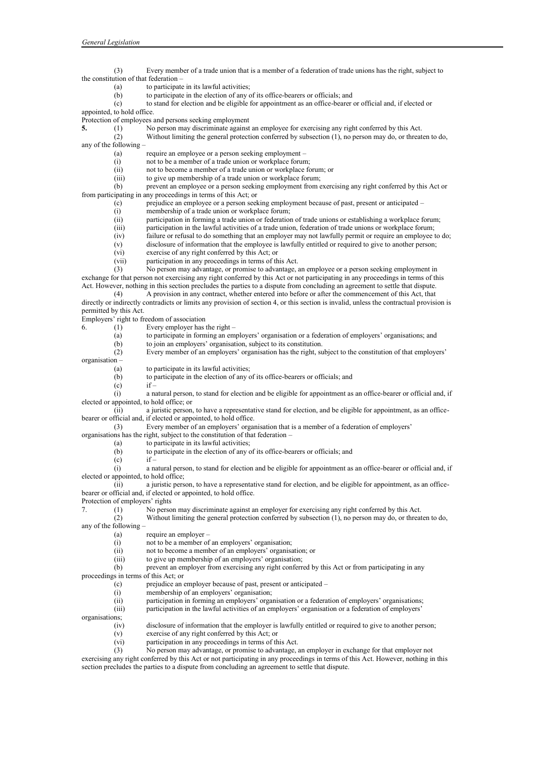(3) Every member of a trade union that is a member of a federation of trade unions has the right, subject to the constitution of that federation –

(a) to participate in its lawful activities;

(b) to participate in the election of any of its office-bearers or officials; and

(c) to stand for election and be eligible for appointment as an office-bearer or official and, if elected or appointed, to hold office.

Protection of employees and persons seeking employment

**5.** (1) No person may discriminate against an employee for exercising any right conferred by this Act.

(2) Without limiting the general protection conferred by subsection (1), no person may do, or threaten to do, any of the following –

(a) require an employee or a person seeking employment –

(i) not to be a member of a trade union or workplace forum;

(ii) not to become a member of a trade union or workplace forum; or

(iii) to give up membership of a trade union or workplace forum;

(b) prevent an employee or a person seeking employment from exercising any right conferred by this Act or from participating in any proceedings in terms of this Act; or

(c) prejudice an employee or a person seeking employment because of past, present or anticipated –

(i) membership of a trade union or workplace forum;

(ii) participation in forming a trade union or federation of trade unions or establishing a workplace forum;

(iii) participation in the lawful activities of a trade union, federation of trade unions or workplace forum;

(iv) failure or refusal to do something that an employer may not lawfully permit or require an employee to do;

(v) disclosure of information that the employee is lawfully entitled or required to give to another person;

(vi) exercise of any right conferred by this Act; or

(vii) participation in any proceedings in terms of this Act.

(3) No person may advantage, or promise to advantage, an employee or a person seeking employment in exchange for that person not exercising any right conferred by this Act or not participating in any proceedings in terms of this Act. However, nothing in this section precludes the parties to a dispute from concluding an agreement to settle that dispute.

(4) A provision in any contract, whether entered into before or after the commencement of this Act, that directly or indirectly contradicts or limits any provision of section 4, or this section is invalid, unless the contractual provision is permitted by this Act.

Employers' right to freedom of association

6. (1) Every employer has the right –

(a) to participate in forming an employers' organisation or a federation of employers' organisations; and

(b) to join an employers' organisation, subject to its constitution.

(2) Every member of an employers' organisation has the right, subject to the constitution of that employers' organisation –

(a) to participate in its lawful activities;

(b) to participate in the election of any of its office-bearers or officials; and

(c) if –

(i) a natural person, to stand for election and be eligible for appointment as an office-bearer or official and, if elected or appointed, to hold office; or

(ii) a juristic person, to have a representative stand for election, and be eligible for appointment, as an office-bearer or official and, if elected or appointed, to hold office.

(3) Every member of an employers' organisation that is a member of a federation of employers' organisations has the right, subject to the constitution of that federation –

(a) to participate in its lawful activities;

(b) to participate in the election of any of its office-bearers or officials; and

(c) if –

(i) a natural person, to stand for election and be eligible for appointment as an office-bearer or official and, if elected or appointed, to hold office;

(ii) a juristic person, to have a representative stand for election, and be eligible for appointment, as an office-bearer or official and, if elected or appointed, to hold office.

Protection of employers' rights

7. (1) No person may discriminate against an employer for exercising any right conferred by this Act.

(2) Without limiting the general protection conferred by subsection (1), no person may do, or threaten to do, any of the following –

(a) require an employer –

(i) not to be a member of an employers' organisation;

(ii) not to become a member of an employers' organisation; or

(iii) to give up membership of an employers' organisation;

(b) prevent an employer from exercising any right conferred by this Act or from participating in any proceedings in terms of this Act; or

(c) prejudice an employer because of past, present or anticipated –

(i) membership of an employers' organisation;

(ii) participation in forming an employers' organisation or a federation of employers' organisations;

(iii) participation in the lawful activities of an employers' organisation or a federation of employers' organisations;

(iv) disclosure of information that the employer is lawfully entitled or required to give to another person;

(v) exercise of any right conferred by this Act; or

(vi) participation in any proceedings in terms of this Act.

(3) No person may advantage, or promise to advantage, an employer in exchange for that employer not exercising any right conferred by this Act or not participating in any proceedings in terms of this Act. However, nothing in this section precludes the parties to a dispute from concluding an agreement to settle that dispute.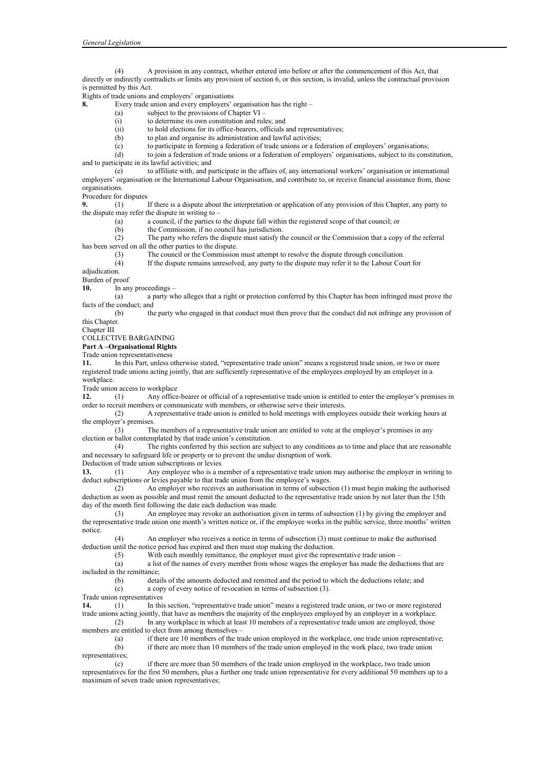(4) A provision in any contract, whether entered into before or after the commencement of this Act, that directly or indirectly contradicts or limits any provision of section 6, or this section, is invalid, unless the contractual provision is permitted by this Act.

Rights of trade unions and employers' organisations

**8.** Every trade union and every employers' organisation has the right –

(a) subject to the provisions of Chapter VI –

(i) to determine its own constitution and rules; and

(ii) to hold elections for its office-bearers, officials and representatives;

(b) to plan and organise its administration and lawful activities;

(c) to participate in forming a federation of trade unions or a federation of employers' organisations;

(d) to join a federation of trade unions or a federation of employers' organisations, subject to its constitution, and to participate in its lawful activities; and

(e) to affiliate with, and participate in the affairs of, any international workers' organisation or international employers' organisation or the International Labour Organisation, and contribute to, or receive financial assistance from, those organisations.

Procedure for disputes

**9.** (1) If there is a dispute about the interpretation or application of any provision of this Chapter, any party to the dispute may refer the dispute in writing to –

(a) a council, if the parties to the dispute fall within the registered scope of that council; or

(b) the Commission, if no council has jurisdiction.

(2) The party who refers the dispute must satisfy the council or the Commission that a copy of the referral has been served on all the other parties to the dispute.

(3) The council or the Commission must attempt to resolve the dispute through conciliation.

(4) If the dispute remains unresolved, any party to the dispute may refer it to the Labour Court for adjudication.

Burden of proof

**10.** In any proceedings –

(a) a party who alleges that a right or protection conferred by this Chapter has been infringed must prove the facts of the conduct; and

(b) the party who engaged in that conduct must then prove that the conduct did not infringe any provision of this Chapter.

Chapter III

COLLECTIVE BARGAINING

**Part A –Organisational Rights**

Trade union representativeness

**11.** In this Part, unless otherwise stated, "representative trade union" means a registered trade union, or two or more registered trade unions acting jointly, that are sufficiently representative of the employees employed by an employer in a workplace.

Trade union access to workplace

**12.** (1) Any office-bearer or official of a representative trade union is entitled to enter the employer's premises in order to recruit members or communicate with members, or otherwise serve their interests.

(2) A representative trade union is entitled to hold meetings with employees outside their working hours at the employer's premises.

(3) The members of a representative trade union are entitled to vote at the employer's premises in any election or ballot contemplated by that trade union's constitution.

(4) The rights conferred by this section are subject to any conditions as to time and place that are reasonable and necessary to safeguard life or property or to prevent the undue disruption of work.

Deduction of trade union subscriptions or levies

**13.** (1) Any employee who is a member of a representative trade union may authorise the employer in writing to deduct subscriptions or levies payable to that trade union from the employee's wages.

(2) An employer who receives an authorisation in terms of subsection (1) must begin making the authorised deduction as soon as possible and must remit the amount deducted to the representative trade union by not later than the 15th day of the month first following the date each deduction was made.

(3) An employee may revoke an authorisation given in terms of subsection (1) by giving the employer and the representative trade union one month's written notice or, if the employee works in the public service, three months' written notice.

(4) An employer who receives a notice in terms of subsection (3) must continue to make the authorised deduction until the notice period has expired and then must stop making the deduction.

(5) With each monthly remittance, the employer must give the representative trade union –

(a) a list of the names of every member from whose wages the employer has made the deductions that are included in the remittance;

(b) details of the amounts deducted and remitted and the period to which the deductions relate; and

(c) a copy of every notice of revocation in terms of subsection (3).

Trade union representatives

**14.** (1) In this section, "representative trade union" means a registered trade union, or two or more registered trade unions acting jointly, that have as members the majority of the employees employed by an employer in a workplace.

(2) In any workplace in which at least 10 members of a representative trade union are employed, those members are entitled to elect from among themselves –

(a) if there are 10 members of the trade union employed in the workplace, one trade union representative;

(b) if there are more than 10 members of the trade union employed in the work place, two trade union representatives;

(c) if there are more than 50 members of the trade union employed in the workplace, two trade union representatives for the first 50 members, plus a further one trade union representative for every additional 50 members up to a maximum of seven trade union representatives;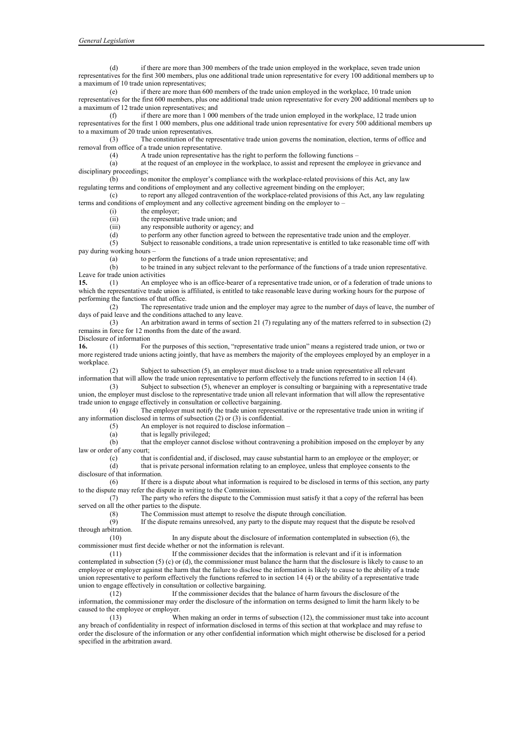(d) if there are more than 300 members of the trade union employed in the workplace, seven trade union representatives for the first 300 members, plus one additional trade union representative for every 100 additional members up to a maximum of 10 trade union representatives;

(e) if there are more than 600 members of the trade union employed in the workplace, 10 trade union representatives for the first 600 members, plus one additional trade union representative for every 200 additional members up to a maximum of 12 trade union representatives; and

(f) if there are more than 1 000 members of the trade union employed in the workplace, 12 trade union representatives for the first 1 000 members, plus one additional trade union representative for every 500 additional members up to a maximum of 20 trade union representatives.

(3) The constitution of the representative trade union governs the nomination, election, terms of office and removal from office of a trade union representative.

(4) A trade union representative has the right to perform the following functions –

(a) at the request of an employee in the workplace, to assist and represent the employee in grievance and disciplinary proceedings;

(b) to monitor the employer's compliance with the workplace-related provisions of this Act, any law regulating terms and conditions of employment and any collective agreement binding on the employer;

(c) to report any alleged contravention of the workplace-related provisions of this Act, any law regulating terms and conditions of employment and any collective agreement binding on the employer to –

(i) the employer;

(ii) the representative trade union; and

(iii) any responsible authority or agency; and

(d) to perform any other function agreed to between the representative trade union and the employer.

(5) Subject to reasonable conditions, a trade union representative is entitled to take reasonable time off with pay during working hours –

(a) to perform the functions of a trade union representative; and

(b) to be trained in any subject relevant to the performance of the functions of a trade union representative.

Leave for trade union activities

**15.** (1) An employee who is an office-bearer of a representative trade union, or of a federation of trade unions to which the representative trade union is affiliated, is entitled to take reasonable leave during working hours for the purpose of performing the functions of that office.

(2) The representative trade union and the employer may agree to the number of days of leave, the number of days of paid leave and the conditions attached to any leave.

(3) An arbitration award in terms of section 21 (7) regulating any of the matters referred to in subsection (2) remains in force for 12 months from the date of the award.

Disclosure of information

**16.** (1) For the purposes of this section, "representative trade union" means a registered trade union, or two or more registered trade unions acting jointly, that have as members the majority of the employees employed by an employer in a workplace.

(2) Subject to subsection (5), an employer must disclose to a trade union representative all relevant information that will allow the trade union representative to perform effectively the functions referred to in section 14 (4).

(3) Subject to subsection (5), whenever an employer is consulting or bargaining with a representative trade union, the employer must disclose to the representative trade union all relevant information that will allow the representative trade union to engage effectively in consultation or collective bargaining.

(4) The employer must notify the trade union representative or the representative trade union in writing if any information disclosed in terms of subsection (2) or (3) is confidential.

(5) An employer is not required to disclose information –

(a) that is legally privileged;

(b) that the employer cannot disclose without contravening a prohibition imposed on the employer by any law or order of any court;

(c) that is confidential and, if disclosed, may cause substantial harm to an employee or the employer; or

(d) that is private personal information relating to an employee, unless that employee consents to the disclosure of that information.

(6) If there is a dispute about what information is required to be disclosed in terms of this section, any party to the dispute may refer the dispute in writing to the Commission.

(7) The party who refers the dispute to the Commission must satisfy it that a copy of the referral has been served on all the other parties to the dispute.

(8) The Commission must attempt to resolve the dispute through conciliation.

(9) If the dispute remains unresolved, any party to the dispute may request that the dispute be resolved through arbitration.

(10) In any dispute about the disclosure of information contemplated in subsection (6), the commissioner must first decide whether or not the information is relevant.

(11) If the commissioner decides that the information is relevant and if it is information contemplated in subsection (5) (c) or (d), the commissioner must balance the harm that the disclosure is likely to cause to an employee or employer against the harm that the failure to disclose the information is likely to cause to the ability of a trade union representative to perform effectively the functions referred to in section 14 (4) or the ability of a representative trade union to engage effectively in consultation or collective bargaining.

(12) If the commissioner decides that the balance of harm favours the disclosure of the information, the commissioner may order the disclosure of the information on terms designed to limit the harm likely to be caused to the employee or employer.

(13) When making an order in terms of subsection (12), the commissioner must take into account any breach of confidentiality in respect of information disclosed in terms of this section at that workplace and may refuse to order the disclosure of the information or any other confidential information which might otherwise be disclosed for a period specified in the arbitration award.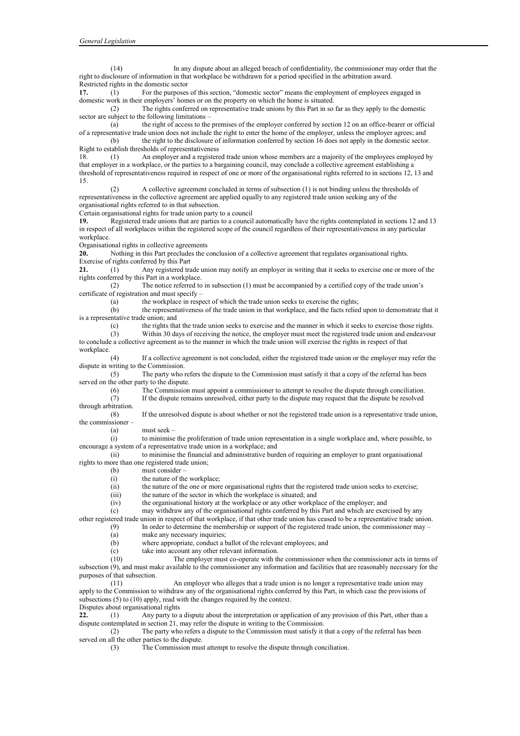(14) In any dispute about an alleged breach of confidentiality, the commissioner may order that the right to disclosure of information in that workplace be withdrawn for a period specified in the arbitration award.

Restricted rights in the domestic sector

**17.** (1) For the purposes of this section, "domestic sector" means the employment of employees engaged in domestic work in their employers' homes or on the property on which the home is situated.

(2) The rights conferred on representative trade unions by this Part in so far as they apply to the domestic sector are subject to the following limitations –

(a) the right of access to the premises of the employer conferred by section 12 on an office-bearer or official of a representative trade union does not include the right to enter the home of the employer, unless the employer agrees; and

(b) the right to the disclosure of information conferred by section 16 does not apply in the domestic sector.

Right to establish thresholds of representativeness

18. (1) An employer and a registered trade union whose members are a majority of the employees employed by that employer in a workplace, or the parties to a bargaining council, may conclude a collective agreement establishing a threshold of representativeness required in respect of one or more of the organisational rights referred to in sections 12, 13 and 15.

(2) A collective agreement concluded in terms of subsection (1) is not binding unless the thresholds of representativeness in the collective agreement are applied equally to any registered trade union seeking any of the organisational rights referred to in that subsection.

Certain organisational rights for trade union party to a council

**19.** Registered trade unions that are parties to a council automatically have the rights contemplated in sections 12 and 13 in respect of all workplaces within the registered scope of the council regardless of their representativeness in any particular workplace.

Organisational rights in collective agreements

**20.** Nothing in this Part precludes the conclusion of a collective agreement that regulates organisational rights.

Exercise of rights conferred by this Part

**21.** (1) Any registered trade union may notify an employer in writing that it seeks to exercise one or more of the rights conferred by this Part in a workplace.

(2) The notice referred to in subsection (1) must be accompanied by a certified copy of the trade union's certificate of registration and must specify –

(a) the workplace in respect of which the trade union seeks to exercise the rights;

(b) the representativeness of the trade union in that workplace, and the facts relied upon to demonstrate that it is a representative trade union; and

(c) the rights that the trade union seeks to exercise and the manner in which it seeks to exercise those rights.

(3) Within 30 days of receiving the notice, the employer must meet the registered trade union and endeavour to conclude a collective agreement as to the manner in which the trade union will exercise the rights in respect of that workplace.

(4) If a collective agreement is not concluded, either the registered trade union or the employer may refer the dispute in writing to the Commission.

(5) The party who refers the dispute to the Commission must satisfy it that a copy of the referral has been served on the other party to the dispute.

(6) The Commission must appoint a commissioner to attempt to resolve the dispute through conciliation.

(7) If the dispute remains unresolved, either party to the dispute may request that the dispute be resolved through arbitration.

(8) If the unresolved dispute is about whether or not the registered trade union is a representative trade union, the commissioner –

(a) must seek –

(i) to minimise the proliferation of trade union representation in a single workplace and, where possible, to encourage a system of a representative trade union in a workplace; and

(ii) to minimise the financial and administrative burden of requiring an employer to grant organisational rights to more than one registered trade union;

(b) must consider –

(i) the nature of the workplace;

(ii) the nature of the one or more organisational rights that the registered trade union seeks to exercise;

(iii) the nature of the sector in which the workplace is situated; and

(iv) the organisational history at the workplace or any other workplace of the employer; and

(c) may withdraw any of the organisational rights conferred by this Part and which are exercised by any other registered trade union in respect of that workplace, if that other trade union has ceased to be a representative trade union.

(9) In order to determine the membership or support of the registered trade union, the commissioner may –

(a) make any necessary inquiries;

(b) where appropriate, conduct a ballot of the relevant employees; and

(c) take into account any other relevant information.

(10) The employer must co-operate with the commissioner when the commissioner acts in terms of subsection (9), and must make available to the commissioner any information and facilities that are reasonably necessary for the purposes of that subsection.

(11) An employer who alleges that a trade union is no longer a representative trade union may apply to the Commission to withdraw any of the organisational rights conferred by this Part, in which case the provisions of subsections (5) to (10) apply, read with the changes required by the context.

Disputes about organisational rights

**22.** (1) Any party to a dispute about the interpretation or application of any provision of this Part, other than a dispute contemplated in section 21, may refer the dispute in writing to the Commission.

(2) The party who refers a dispute to the Commission must satisfy it that a copy of the referral has been served on all the other parties to the dispute.

(3) The Commission must attempt to resolve the dispute through conciliation.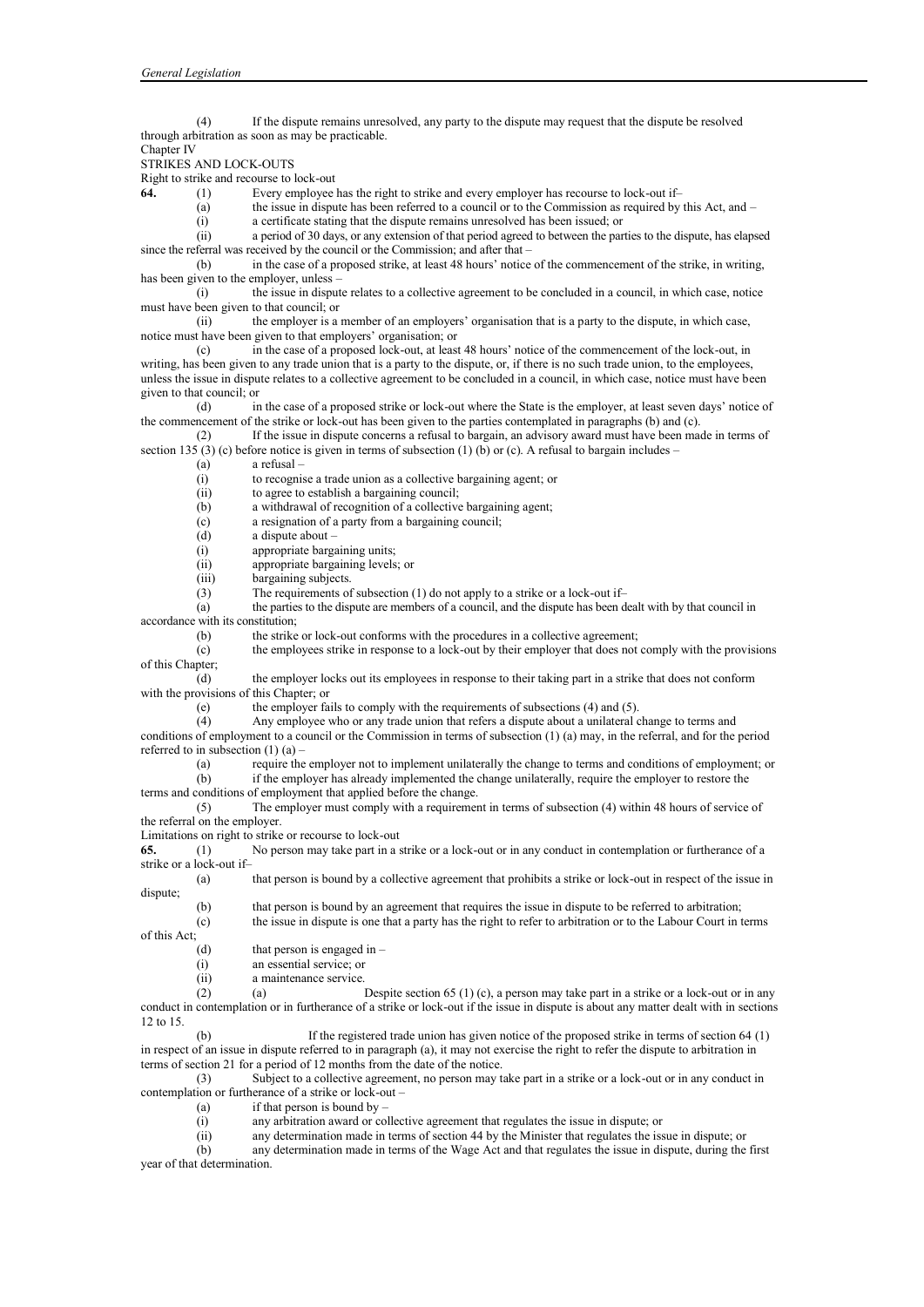(4) If the dispute remains unresolved, any party to the dispute may request that the dispute be resolved through arbitration as soon as may be practicable.

Chapter IV

STRIKES AND LOCK-OUTS

Right to strike and recourse to lock-out

**64.** (1) Every employee has the right to strike and every employer has recourse to lock-out if–

(a) the issue in dispute has been referred to a council or to the Commission as required by this Act, and –

(i) a certificate stating that the dispute remains unresolved has been issued; or

(ii) a period of 30 days, or any extension of that period agreed to between the parties to the dispute, has elapsed since the referral was received by the council or the Commission; and after that –

(b) in the case of a proposed strike, at least 48 hours' notice of the commencement of the strike, in writing, has been given to the employer, unless –

(i) the issue in dispute relates to a collective agreement to be concluded in a council, in which case, notice must have been given to that council; or

(ii) the employer is a member of an employers' organisation that is a party to the dispute, in which case, notice must have been given to that employers' organisation; or

(c) in the case of a proposed lock-out, at least 48 hours' notice of the commencement of the lock-out, in writing, has been given to any trade union that is a party to the dispute, or, if there is no such trade union, to the employees, unless the issue in dispute relates to a collective agreement to be concluded in a council, in which case, notice must have been given to that council; or

(d) in the case of a proposed strike or lock-out where the State is the employer, at least seven days' notice of the commencement of the strike or lock-out has been given to the parties contemplated in paragraphs (b) and (c).

(2) If the issue in dispute concerns a refusal to bargain, an advisory award must have been made in terms of section 135 (3) (c) before notice is given in terms of subsection (1) (b) or (c). A refusal to bargain includes –

(a) a refusal –

(i) to recognise a trade union as a collective bargaining agent; or

(ii) to agree to establish a bargaining council;

(b) a withdrawal of recognition of a collective bargaining agent;

(c) a resignation of a party from a bargaining council;

(d) a dispute about –

(i) appropriate bargaining units;

(ii) appropriate bargaining levels; or

(iii) bargaining subjects.

(3) The requirements of subsection (1) do not apply to a strike or a lock-out if–

(a) the parties to the dispute are members of a council, and the dispute has been dealt with by that council in accordance with its constitution;

(b) the strike or lock-out conforms with the procedures in a collective agreement;

(c) the employees strike in response to a lock-out by their employer that does not comply with the provisions of this Chapter;

(d) the employer locks out its employees in response to their taking part in a strike that does not conform with the provisions of this Chapter; or

(e) the employer fails to comply with the requirements of subsections (4) and (5).

(4) Any employee who or any trade union that refers a dispute about a unilateral change to terms and conditions of employment to a council or the Commission in terms of subsection (1) (a) may, in the referral, and for the period referred to in subsection (1) (a) –

(a) require the employer not to implement unilaterally the change to terms and conditions of employment; or

(b) if the employer has already implemented the change unilaterally, require the employer to restore the terms and conditions of employment that applied before the change.

(5) The employer must comply with a requirement in terms of subsection (4) within 48 hours of service of the referral on the employer.

Limitations on right to strike or recourse to lock-out

**65.** (1) No person may take part in a strike or a lock-out or in any conduct in contemplation or furtherance of a strike or a lock-out if–

(a) that person is bound by a collective agreement that prohibits a strike or lock-out in respect of the issue in dispute;

(b) that person is bound by an agreement that requires the issue in dispute to be referred to arbitration;

(c) the issue in dispute is one that a party has the right to refer to arbitration or to the Labour Court in terms of this Act;

(d) that person is engaged in –

(i) an essential service; or

(ii) a maintenance service.

(2) (a) Despite section 65 (1) (c), a person may take part in a strike or a lock-out or in any conduct in contemplation or in furtherance of a strike or lock-out if the issue in dispute is about any matter dealt with in sections 12 to 15.

(b) If the registered trade union has given notice of the proposed strike in terms of section 64 (1) in respect of an issue in dispute referred to in paragraph (a), it may not exercise the right to refer the dispute to arbitration in terms of section 21 for a period of 12 months from the date of the notice.

(3) Subject to a collective agreement, no person may take part in a strike or a lock-out or in any conduct in contemplation or furtherance of a strike or lock-out –

(a) if that person is bound by –

(i) any arbitration award or collective agreement that regulates the issue in dispute; or

(ii) any determination made in terms of section 44 by the Minister that regulates the issue in dispute; or

(b) any determination made in terms of the Wage Act and that regulates the issue in dispute, during the first year of that determination.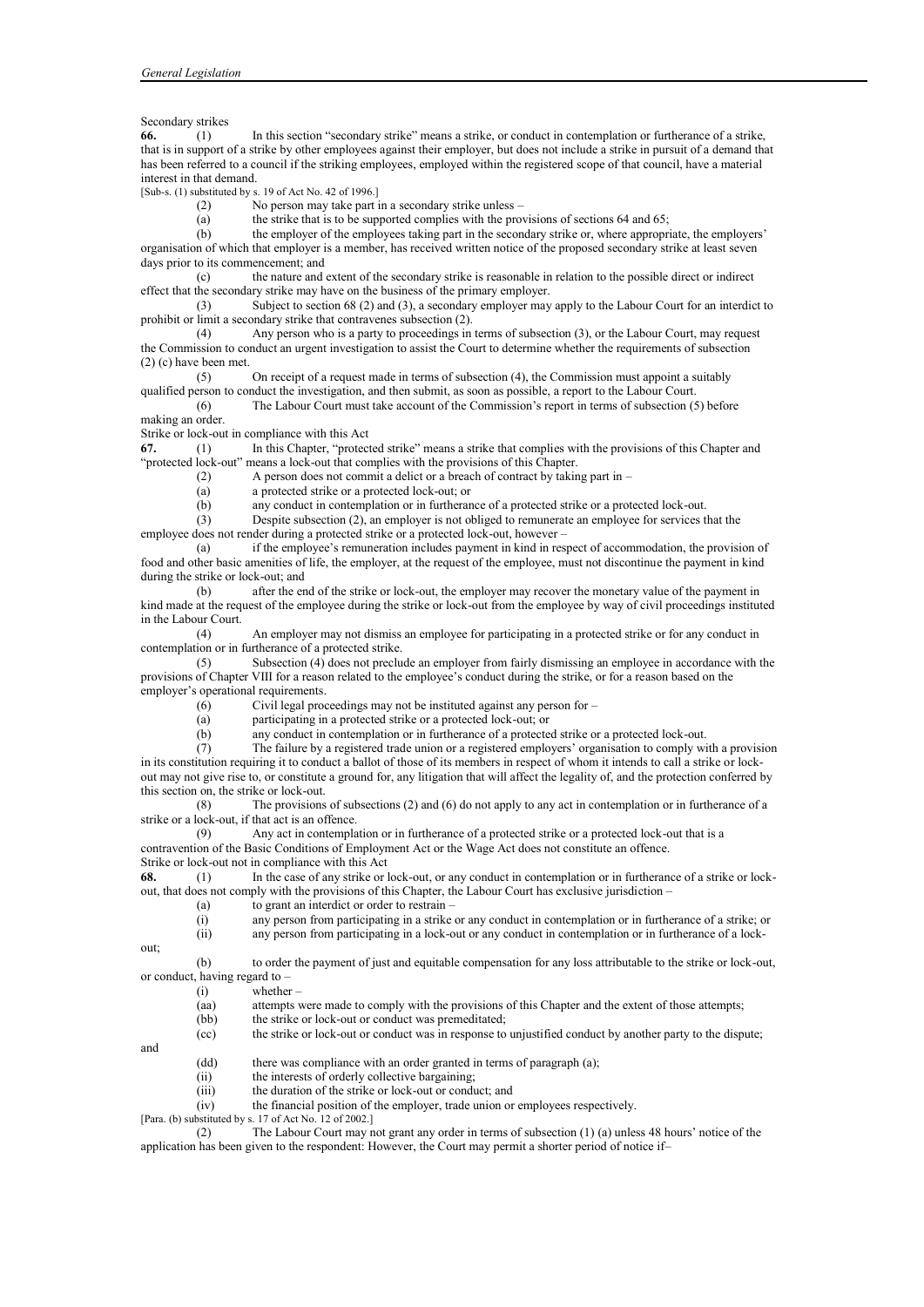Secondary strikes

**66.** (1) In this section "secondary strike" means a strike, or conduct in contemplation or furtherance of a strike, that is in support of a strike by other employees against their employer, but does not include a strike in pursuit of a demand that has been referred to a council if the striking employees, employed within the registered scope of that council, have a material interest in that demand.

[Sub-s. (1) substituted by s. 19 of Act No. 42 of 1996.]

(2) No person may take part in a secondary strike unless –

(a) the strike that is to be supported complies with the provisions of sections 64 and 65;

(b) the employer of the employees taking part in the secondary strike or, where appropriate, the employers' organisation of which that employer is a member, has received written notice of the proposed secondary strike at least seven days prior to its commencement; and

(c) the nature and extent of the secondary strike is reasonable in relation to the possible direct or indirect effect that the secondary strike may have on the business of the primary employer.

(3) Subject to section 68 (2) and (3), a secondary employer may apply to the Labour Court for an interdict to prohibit or limit a secondary strike that contravenes subsection (2).

(4) Any person who is a party to proceedings in terms of subsection (3), or the Labour Court, may request the Commission to conduct an urgent investigation to assist the Court to determine whether the requirements of subsection (2) (c) have been met.

(5) On receipt of a request made in terms of subsection (4), the Commission must appoint a suitably qualified person to conduct the investigation, and then submit, as soon as possible, a report to the Labour Court.

(6) The Labour Court must take account of the Commission's report in terms of subsection (5) before making an order.

Strike or lock-out in compliance with this Act

**67.** (1) In this Chapter, "protected strike" means a strike that complies with the provisions of this Chapter and "protected lock-out" means a lock-out that complies with the provisions of this Chapter.

(2) A person does not commit a delict or a breach of contract by taking part in –

(a) a protected strike or a protected lock-out; or

(b) any conduct in contemplation or in furtherance of a protected strike or a protected lock-out.

(3) Despite subsection (2), an employer is not obliged to remunerate an employee for services that the employee does not render during a protected strike or a protected lock-out, however –

(a) if the employee's remuneration includes payment in kind in respect of accommodation, the provision of food and other basic amenities of life, the employer, at the request of the employee, must not discontinue the payment in kind during the strike or lock-out; and

(b) after the end of the strike or lock-out, the employer may recover the monetary value of the payment in kind made at the request of the employee during the strike or lock-out from the employee by way of civil proceedings instituted in the Labour Court.

(4) An employer may not dismiss an employee for participating in a protected strike or for any conduct in contemplation or in furtherance of a protected strike.

(5) Subsection (4) does not preclude an employer from fairly dismissing an employee in accordance with the provisions of Chapter VIII for a reason related to the employee's conduct during the strike, or for a reason based on the employer's operational requirements.

(6) Civil legal proceedings may not be instituted against any person for –

(a) participating in a protected strike or a protected lock-out; or

(b) any conduct in contemplation or in furtherance of a protected strike or a protected lock-out.

(7) The failure by a registered trade union or a registered employers' organisation to comply with a provision in its constitution requiring it to conduct a ballot of those of its members in respect of whom it intends to call a strike or lock-out may not give rise to, or constitute a ground for, any litigation that will affect the legality of, and the protection conferred by this section on, the strike or lock-out.

(8) The provisions of subsections (2) and (6) do not apply to any act in contemplation or in furtherance of a strike or a lock-out, if that act is an offence.

(9) Any act in contemplation or in furtherance of a protected strike or a protected lock-out that is a contravention of the Basic Conditions of Employment Act or the Wage Act does not constitute an offence.

Strike or lock-out not in compliance with this Act

**68.** (1) In the case of any strike or lock-out, or any conduct in contemplation or in furtherance of a strike or lock-out, that does not comply with the provisions of this Chapter, the Labour Court has exclusive jurisdiction –

(a) to grant an interdict or order to restrain –

(i) any person from participating in a strike or any conduct in contemplation or in furtherance of a strike; or

(ii) any person from participating in a lock-out or any conduct in contemplation or in furtherance of a lock-out;

(b) to order the payment of just and equitable compensation for any loss attributable to the strike or lock-out, or conduct, having regard to –

(i) whether –

(aa) attempts were made to comply with the provisions of this Chapter and the extent of those attempts;

(bb) the strike or lock-out or conduct was premeditated;

(cc) the strike or lock-out or conduct was in response to unjustified conduct by another party to the dispute; and

(dd) there was compliance with an order granted in terms of paragraph (a);

(ii) the interests of orderly collective bargaining;

(iii) the duration of the strike or lock-out or conduct; and

(iv) the financial position of the employer, trade union or employees respectively.

[Para. (b) substituted by s. 17 of Act No. 12 of 2002.]

(2) The Labour Court may not grant any order in terms of subsection (1) (a) unless 48 hours' notice of the application has been given to the respondent: However, the Court may permit a shorter period of notice if–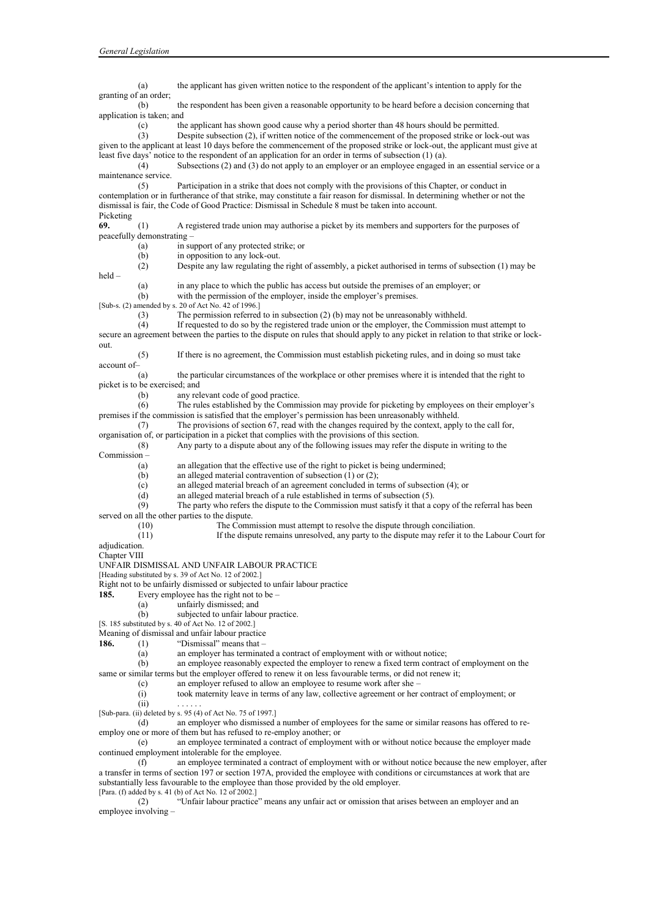(a) the applicant has given written notice to the respondent of the applicant's intention to apply for the granting of an order;

(b) the respondent has been given a reasonable opportunity to be heard before a decision concerning that application is taken; and

(c) the applicant has shown good cause why a period shorter than 48 hours should be permitted.

(3) Despite subsection (2), if written notice of the commencement of the proposed strike or lock-out was given to the applicant at least 10 days before the commencement of the proposed strike or lock-out, the applicant must give at least five days' notice to the respondent of an application for an order in terms of subsection (1) (a).

(4) Subsections (2) and (3) do not apply to an employer or an employee engaged in an essential service or a maintenance service.

(5) Participation in a strike that does not comply with the provisions of this Chapter, or conduct in contemplation or in furtherance of that strike, may constitute a fair reason for dismissal. In determining whether or not the dismissal is fair, the Code of Good Practice: Dismissal in Schedule 8 must be taken into account.

Picketing

**69.** (1) A registered trade union may authorise a picket by its members and supporters for the purposes of peacefully demonstrating –

(a) in support of any protected strike; or

(b) in opposition to any lock-out.

(2) Despite any law regulating the right of assembly, a picket authorised in terms of subsection (1) may be held –

(a) in any place to which the public has access but outside the premises of an employer; or

(b) with the permission of the employer, inside the employer's premises.

[Sub-s. (2) amended by s. 20 of Act No. 42 of 1996.]

(3) The permission referred to in subsection (2) (b) may not be unreasonably withheld.

(4) If requested to do so by the registered trade union or the employer, the Commission must attempt to secure an agreement between the parties to the dispute on rules that should apply to any picket in relation to that strike or lock-out.

(5) If there is no agreement, the Commission must establish picketing rules, and in doing so must take account of–

(a) the particular circumstances of the workplace or other premises where it is intended that the right to picket is to be exercised; and

(b) any relevant code of good practice.

(6) The rules established by the Commission may provide for picketing by employees on their employer's premises if the commission is satisfied that the employer's permission has been unreasonably withheld.

(7) The provisions of section 67, read with the changes required by the context, apply to the call for, organisation of, or participation in a picket that complies with the provisions of this section.

(8) Any party to a dispute about any of the following issues may refer the dispute in writing to the Commission –

(a) an allegation that the effective use of the right to picket is being undermined;

(b) an alleged material contravention of subsection (1) or (2);

(c) an alleged material breach of an agreement concluded in terms of subsection (4); or

(d) an alleged material breach of a rule established in terms of subsection (5).

(9) The party who refers the dispute to the Commission must satisfy it that a copy of the referral has been served on all the other parties to the dispute.

(10) The Commission must attempt to resolve the dispute through conciliation.

(11) If the dispute remains unresolved, any party to the dispute may refer it to the Labour Court for adjudication.

Chapter VIII

UNFAIR DISMISSAL AND UNFAIR LABOUR PRACTICE

[Heading substituted by s. 39 of Act No. 12 of 2002.]

Right not to be unfairly dismissed or subjected to unfair labour practice

**185.** Every employee has the right not to be –

(a) unfairly dismissed; and

(b) subjected to unfair labour practice.

[S. 185 substituted by s. 40 of Act No. 12 of 2002.]

Meaning of dismissal and unfair labour practice

**186.** (1) "Dismissal" means that –

(a) an employer has terminated a contract of employment with or without notice;

(b) an employee reasonably expected the employer to renew a fixed term contract of employment on the same or similar terms but the employer offered to renew it on less favourable terms, or did not renew it;

(c) an employer refused to allow an employee to resume work after she –

(i) took maternity leave in terms of any law, collective agreement or her contract of employment; or

(ii) . . . . . .

[Sub-para. (ii) deleted by s. 95 (4) of Act No. 75 of 1997.]

(d) an employer who dismissed a number of employees for the same or similar reasons has offered to re-employ one or more of them but has refused to re-employ another; or

(e) an employee terminated a contract of employment with or without notice because the employer made continued employment intolerable for the employee.

(f) an employee terminated a contract of employment with or without notice because the new employer, after a transfer in terms of section 197 or section 197A, provided the employee with conditions or circumstances at work that are substantially less favourable to the employee than those provided by the old employer.

[Para. (f) added by s. 41 (b) of Act No. 12 of 2002.]

(2) "Unfair labour practice" means any unfair act or omission that arises between an employer and an employee involving –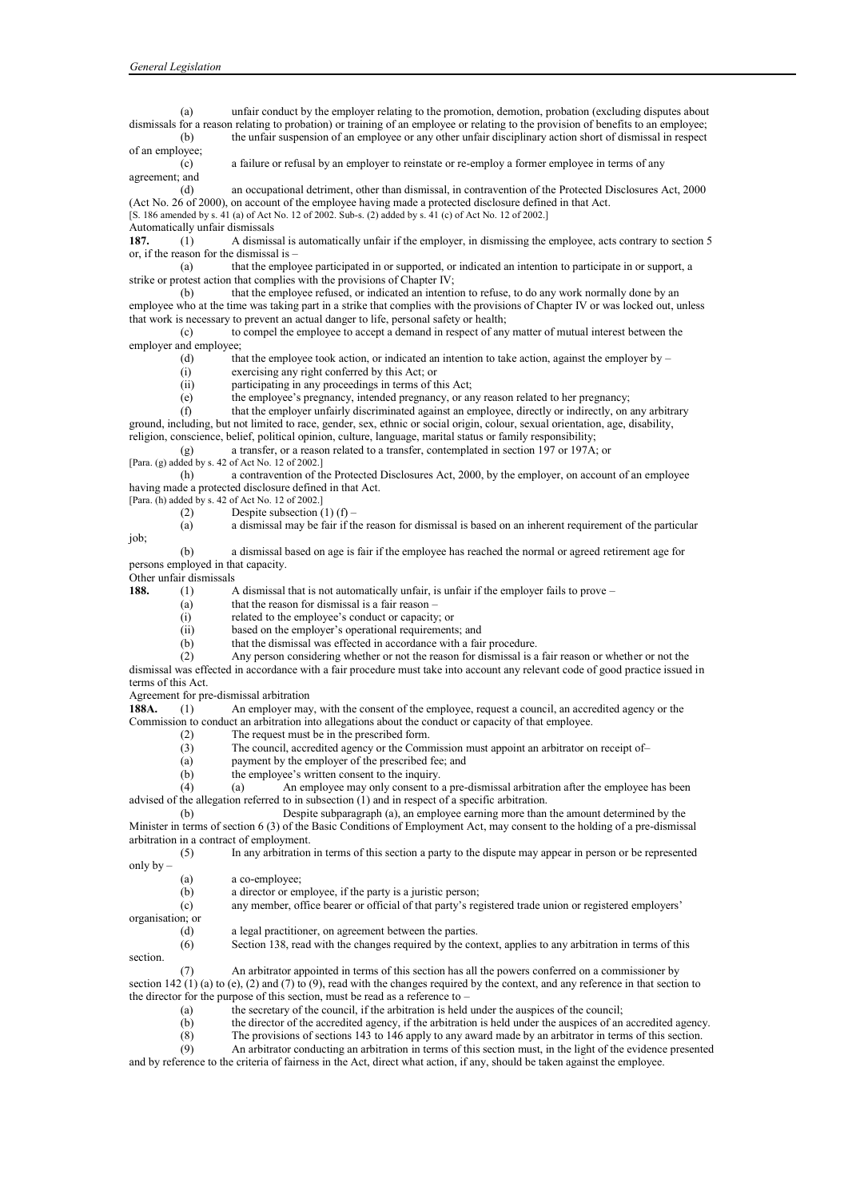(a) unfair conduct by the employer relating to the promotion, demotion, probation (excluding disputes about dismissals for a reason relating to probation) or training of an employee or relating to the provision of benefits to an employee;

(b) the unfair suspension of an employee or any other unfair disciplinary action short of dismissal in respect of an employee;

(c) a failure or refusal by an employer to reinstate or re-employ a former employee in terms of any agreement; and

(d) an occupational detriment, other than dismissal, in contravention of the Protected Disclosures Act, 2000 (Act No. 26 of 2000), on account of the employee having made a protected disclosure defined in that Act.

[S. 186 amended by s. 41 (a) of Act No. 12 of 2002. Sub-s. (2) added by s. 41 (c) of Act No. 12 of 2002.]

Automatically unfair dismissals

**187.** (1) A dismissal is automatically unfair if the employer, in dismissing the employee, acts contrary to section 5 or, if the reason for the dismissal is –

(a) that the employee participated in or supported, or indicated an intention to participate in or support, a strike or protest action that complies with the provisions of Chapter IV;

(b) that the employee refused, or indicated an intention to refuse, to do any work normally done by an employee who at the time was taking part in a strike that complies with the provisions of Chapter IV or was locked out, unless that work is necessary to prevent an actual danger to life, personal safety or health;

(c) to compel the employee to accept a demand in respect of any matter of mutual interest between the employer and employee;

(d) that the employee took action, or indicated an intention to take action, against the employer by –

(i) exercising any right conferred by this Act; or

(ii) participating in any proceedings in terms of this Act;

(e) the employee's pregnancy, intended pregnancy, or any reason related to her pregnancy;

(f) that the employer unfairly discriminated against an employee, directly or indirectly, on any arbitrary ground, including, but not limited to race, gender, sex, ethnic or social origin, colour, sexual orientation, age, disability, religion, conscience, belief, political opinion, culture, language, marital status or family responsibility;

(g) a transfer, or a reason related to a transfer, contemplated in section 197 or 197A; or

[Para. (g) added by s. 42 of Act No. 12 of 2002.]

(h) a contravention of the Protected Disclosures Act, 2000, by the employer, on account of an employee having made a protected disclosure defined in that Act.

[Para. (h) added by s. 42 of Act No. 12 of 2002.]

(2) Despite subsection (1) (f) –

(a) a dismissal may be fair if the reason for dismissal is based on an inherent requirement of the particular job;

(b) a dismissal based on age is fair if the employee has reached the normal or agreed retirement age for persons employed in that capacity.

Other unfair dismissals

**188.** (1) A dismissal that is not automatically unfair, is unfair if the employer fails to prove –

(a) that the reason for dismissal is a fair reason –

(i) related to the employee's conduct or capacity; or

(ii) based on the employer's operational requirements; and

(b) that the dismissal was effected in accordance with a fair procedure.

(2) Any person considering whether or not the reason for dismissal is a fair reason or whether or not the dismissal was effected in accordance with a fair procedure must take into account any relevant code of good practice issued in terms of this Act.

Agreement for pre-dismissal arbitration

**188A.** (1) An employer may, with the consent of the employee, request a council, an accredited agency or the Commission to conduct an arbitration into allegations about the conduct or capacity of that employee.

(2) The request must be in the prescribed form.

(3) The council, accredited agency or the Commission must appoint an arbitrator on receipt of–

(a) payment by the employer of the prescribed fee; and

(b) the employee's written consent to the inquiry.

(4) (a) An employee may only consent to a pre-dismissal arbitration after the employee has been advised of the allegation referred to in subsection (1) and in respect of a specific arbitration.

(b) Despite subparagraph (a), an employee earning more than the amount determined by the Minister in terms of section 6 (3) of the Basic Conditions of Employment Act, may consent to the holding of a pre-dismissal arbitration in a contract of employment.

(5) In any arbitration in terms of this section a party to the dispute may appear in person or be represented only by –

(a) a co-employee;

(b) a director or employee, if the party is a juristic person;

(c) any member, office bearer or official of that party's registered trade union or registered employers' organisation; or

(d) a legal practitioner, on agreement between the parties.

(6) Section 138, read with the changes required by the context, applies to any arbitration in terms of this section.

(7) An arbitrator appointed in terms of this section has all the powers conferred on a commissioner by section 142 (1) (a) to (e), (2) and (7) to (9), read with the changes required by the context, and any reference in that section to the director for the purpose of this section, must be read as a reference to –

(a) the secretary of the council, if the arbitration is held under the auspices of the council;

(b) the director of the accredited agency, if the arbitration is held under the auspices of an accredited agency.

(8) The provisions of sections 143 to 146 apply to any award made by an arbitrator in terms of this section.

(9) An arbitrator conducting an arbitration in terms of this section must, in the light of the evidence presented and by reference to the criteria of fairness in the Act, direct what action, if any, should be taken against the employee.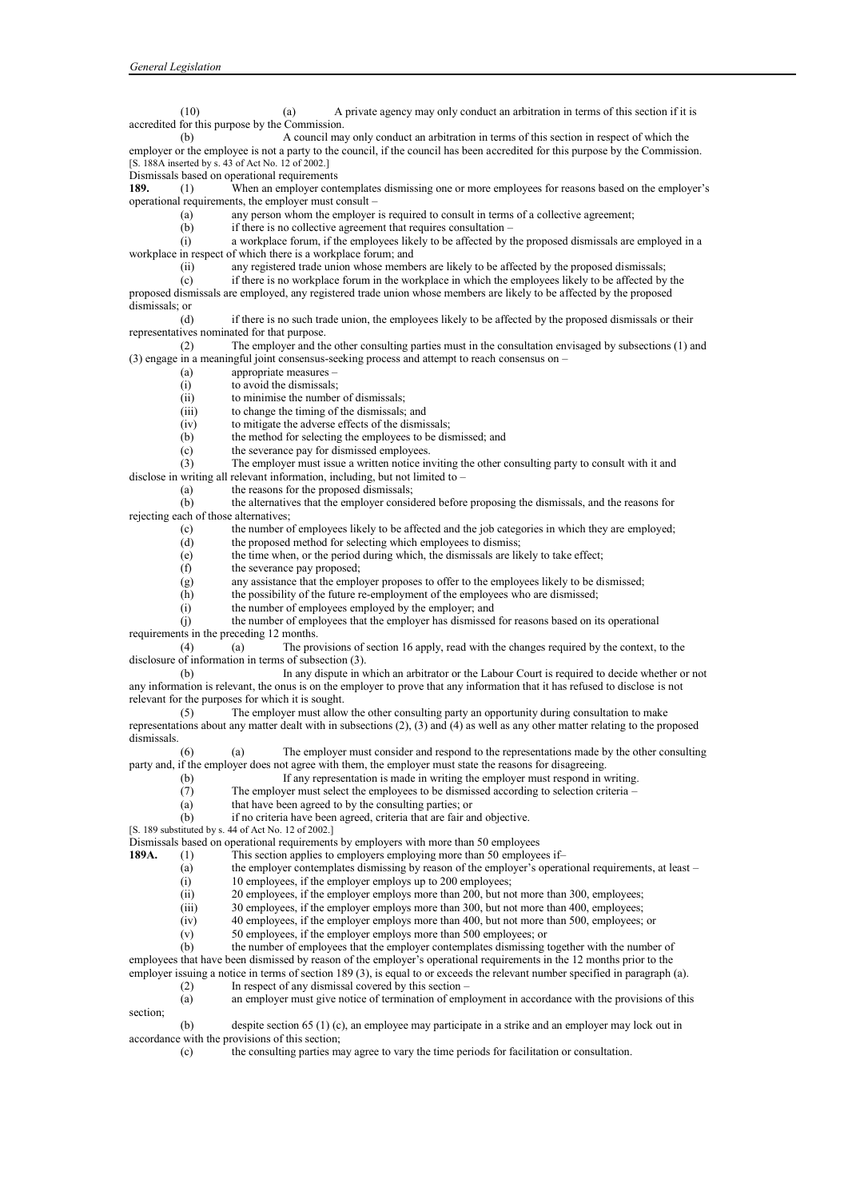(10) (a) A private agency may only conduct an arbitration in terms of this section if it is accredited for this purpose by the Commission.

(b) A council may only conduct an arbitration in terms of this section in respect of which the employer or the employee is not a party to the council, if the council has been accredited for this purpose by the Commission.

[S. 188A inserted by s. 43 of Act No. 12 of 2002.]

Dismissals based on operational requirements

**189.** (1) When an employer contemplates dismissing one or more employees for reasons based on the employer's operational requirements, the employer must consult –

(a) any person whom the employer is required to consult in terms of a collective agreement;

(b) if there is no collective agreement that requires consultation –

(i) a workplace forum, if the employees likely to be affected by the proposed dismissals are employed in a workplace in respect of which there is a workplace forum; and

(ii) any registered trade union whose members are likely to be affected by the proposed dismissals;

(c) if there is no workplace forum in the workplace in which the employees likely to be affected by the proposed dismissals are employed, any registered trade union whose members are likely to be affected by the proposed dismissals; or

(d) if there is no such trade union, the employees likely to be affected by the proposed dismissals or their representatives nominated for that purpose.

(2) The employer and the other consulting parties must in the consultation envisaged by subsections (1) and (3) engage in a meaningful joint consensus-seeking process and attempt to reach consensus on –

(a) appropriate measures –

(i) to avoid the dismissals;

(ii) to minimise the number of dismissals;

(iii) to change the timing of the dismissals; and

(iv) to mitigate the adverse effects of the dismissals;

(b) the method for selecting the employees to be dismissed; and

(c) the severance pay for dismissed employees.

(3) The employer must issue a written notice inviting the other consulting party to consult with it and disclose in writing all relevant information, including, but not limited to –

(a) the reasons for the proposed dismissals;

(b) the alternatives that the employer considered before proposing the dismissals, and the reasons for rejecting each of those alternatives;

(c) the number of employees likely to be affected and the job categories in which they are employed;

(d) the proposed method for selecting which employees to dismiss;

(e) the time when, or the period during which, the dismissals are likely to take effect;

(f) the severance pay proposed;

(g) any assistance that the employer proposes to offer to the employees likely to be dismissed;

(h) the possibility of the future re-employment of the employees who are dismissed;

(i) the number of employees employed by the employer; and

(j) the number of employees that the employer has dismissed for reasons based on its operational requirements in the preceding 12 months.

(4) (a) The provisions of section 16 apply, read with the changes required by the context, to the disclosure of information in terms of subsection (3).

(b) In any dispute in which an arbitrator or the Labour Court is required to decide whether or not any information is relevant, the onus is on the employer to prove that any information that it has refused to disclose is not relevant for the purposes for which it is sought.

(5) The employer must allow the other consulting party an opportunity during consultation to make representations about any matter dealt with in subsections (2), (3) and (4) as well as any other matter relating to the proposed dismissals.

(6) (a) The employer must consider and respond to the representations made by the other consulting party and, if the employer does not agree with them, the employer must state the reasons for disagreeing.

(b) If any representation is made in writing the employer must respond in writing.

(7) The employer must select the employees to be dismissed according to selection criteria –

(a) that have been agreed to by the consulting parties; or

(b) if no criteria have been agreed, criteria that are fair and objective.

[S. 189 substituted by s. 44 of Act No. 12 of 2002.]

Dismissals based on operational requirements by employers with more than 50 employees

**189A.** (1) This section applies to employers employing more than 50 employees if–

(a) the employer contemplates dismissing by reason of the employer's operational requirements, at least –

(i) 10 employees, if the employer employs up to 200 employees;

(ii) 20 employees, if the employer employs more than 200, but not more than 300, employees;

(iii) 30 employees, if the employer employs more than 300, but not more than 400, employees;

(iv) 40 employees, if the employer employs more than 400, but not more than 500, employees; or

(v) 50 employees, if the employer employs more than 500 employees; or

(b) the number of employees that the employer contemplates dismissing together with the number of employees that have been dismissed by reason of the employer's operational requirements in the 12 months prior to the employer issuing a notice in terms of section 189 (3), is equal to or exceeds the relevant number specified in paragraph (a).

(2) In respect of any dismissal covered by this section –

(a) an employer must give notice of termination of employment in accordance with the provisions of this section;

(b) despite section 65 (1) (c), an employee may participate in a strike and an employer may lock out in accordance with the provisions of this section;

(c) the consulting parties may agree to vary the time periods for facilitation or consultation.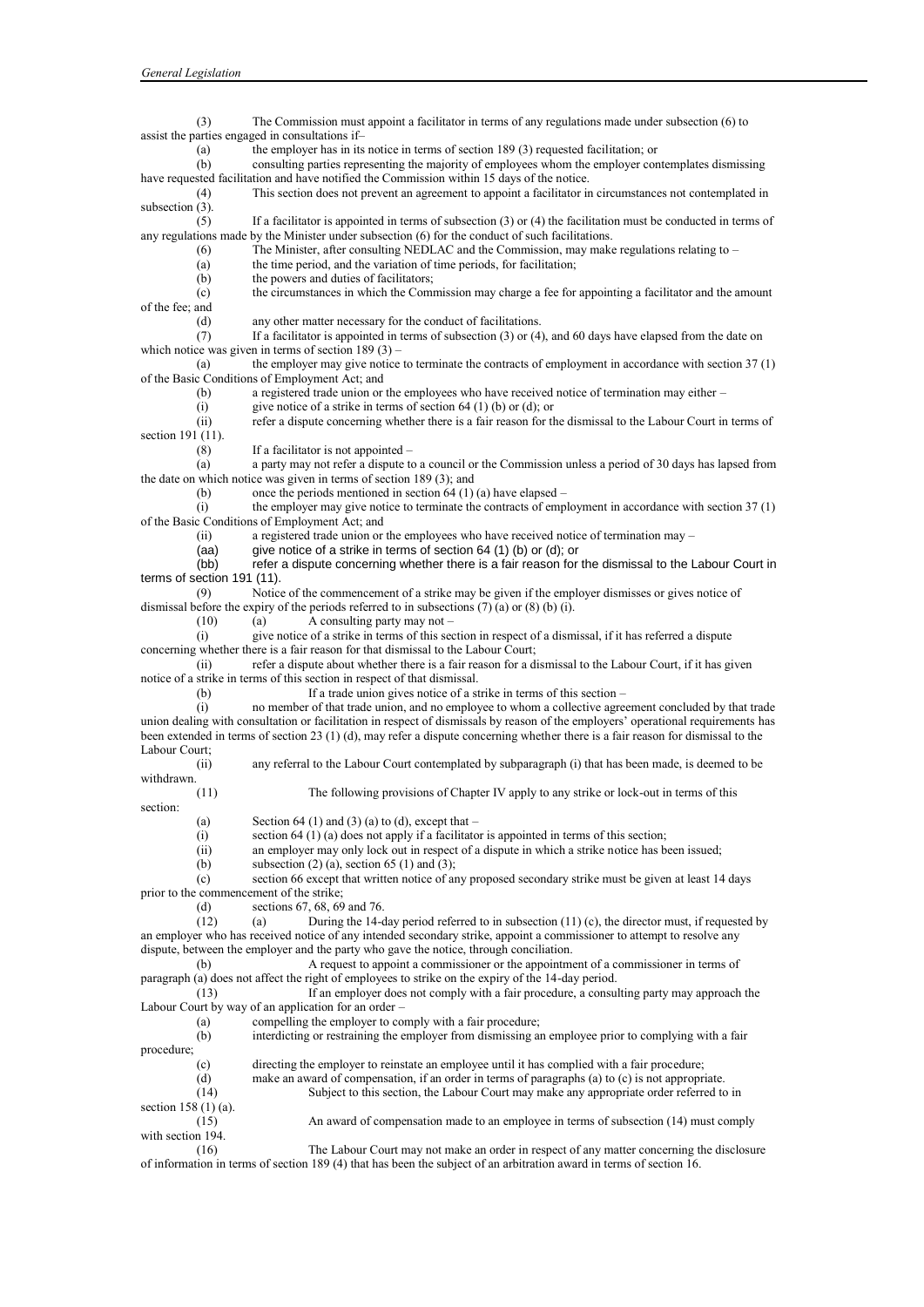(3) The Commission must appoint a facilitator in terms of any regulations made under subsection (6) to assist the parties engaged in consultations if–

(a) the employer has in its notice in terms of section 189 (3) requested facilitation; or

(b) consulting parties representing the majority of employees whom the employer contemplates dismissing have requested facilitation and have notified the Commission within 15 days of the notice.

(4) This section does not prevent an agreement to appoint a facilitator in circumstances not contemplated in subsection (3).

(5) If a facilitator is appointed in terms of subsection (3) or (4) the facilitation must be conducted in terms of any regulations made by the Minister under subsection (6) for the conduct of such facilitations.

(6) The Minister, after consulting NEDLAC and the Commission, may make regulations relating to –

(a) the time period, and the variation of time periods, for facilitation;

(b) the powers and duties of facilitators;

(c) the circumstances in which the Commission may charge a fee for appointing a facilitator and the amount of the fee; and

(d) any other matter necessary for the conduct of facilitations.

(7) If a facilitator is appointed in terms of subsection (3) or (4), and 60 days have elapsed from the date on which notice was given in terms of section 189 (3) –

(a) the employer may give notice to terminate the contracts of employment in accordance with section 37 (1) of the Basic Conditions of Employment Act; and

(b) a registered trade union or the employees who have received notice of termination may either –

(i) give notice of a strike in terms of section 64 (1) (b) or (d); or

(ii) refer a dispute concerning whether there is a fair reason for the dismissal to the Labour Court in terms of section 191 (11).

(8) If a facilitator is not appointed –

(a) a party may not refer a dispute to a council or the Commission unless a period of 30 days has lapsed from the date on which notice was given in terms of section 189 (3); and

(b) once the periods mentioned in section 64 (1) (a) have elapsed –

(i) the employer may give notice to terminate the contracts of employment in accordance with section 37 (1) of the Basic Conditions of Employment Act; and

(ii) a registered trade union or the employees who have received notice of termination may –

(aa) give notice of a strike in terms of section 64 (1) (b) or (d); or

(bb) refer a dispute concerning whether there is a fair reason for the dismissal to the Labour Court in terms of section 191 (11).

(9) Notice of the commencement of a strike may be given if the employer dismisses or gives notice of dismissal before the expiry of the periods referred to in subsections (7) (a) or (8) (b) (i).

(10) (a) A consulting party may not –

(i) give notice of a strike in terms of this section in respect of a dismissal, if it has referred a dispute concerning whether there is a fair reason for that dismissal to the Labour Court;

(ii) refer a dispute about whether there is a fair reason for a dismissal to the Labour Court, if it has given notice of a strike in terms of this section in respect of that dismissal.

(b) If a trade union gives notice of a strike in terms of this section –

(i) no member of that trade union, and no employee to whom a collective agreement concluded by that trade union dealing with consultation or facilitation in respect of dismissals by reason of the employers' operational requirements has been extended in terms of section 23 (1) (d), may refer a dispute concerning whether there is a fair reason for dismissal to the Labour Court;

(ii) any referral to the Labour Court contemplated by subparagraph (i) that has been made, is deemed to be withdrawn.

(11) The following provisions of Chapter IV apply to any strike or lock-out in terms of this section:

(a) Section 64 (1) and (3) (a) to (d), except that –

(i) section 64 (1) (a) does not apply if a facilitator is appointed in terms of this section;

(ii) an employer may only lock out in respect of a dispute in which a strike notice has been issued;

(b) subsection (2) (a), section 65 (1) and (3);

(c) section 66 except that written notice of any proposed secondary strike must be given at least 14 days prior to the commencement of the strike;

(d) sections 67, 68, 69 and 76.

(12) (a) During the 14-day period referred to in subsection (11) (c), the director must, if requested by an employer who has received notice of any intended secondary strike, appoint a commissioner to attempt to resolve any dispute, between the employer and the party who gave the notice, through conciliation.

(b) A request to appoint a commissioner or the appointment of a commissioner in terms of paragraph (a) does not affect the right of employees to strike on the expiry of the 14-day period.

(13) If an employer does not comply with a fair procedure, a consulting party may approach the Labour Court by way of an application for an order –

(a) compelling the employer to comply with a fair procedure;

(b) interdicting or restraining the employer from dismissing an employee prior to complying with a fair procedure;

(c) directing the employer to reinstate an employee until it has complied with a fair procedure;

(d) make an award of compensation, if an order in terms of paragraphs (a) to (c) is not appropriate.

(14) Subject to this section, the Labour Court may make any appropriate order referred to in section 158 (1) (a).

(15) An award of compensation made to an employee in terms of subsection (14) must comply with section 194.

(16) The Labour Court may not make an order in respect of any matter concerning the disclosure of information in terms of section 189 (4) that has been the subject of an arbitration award in terms of section 16.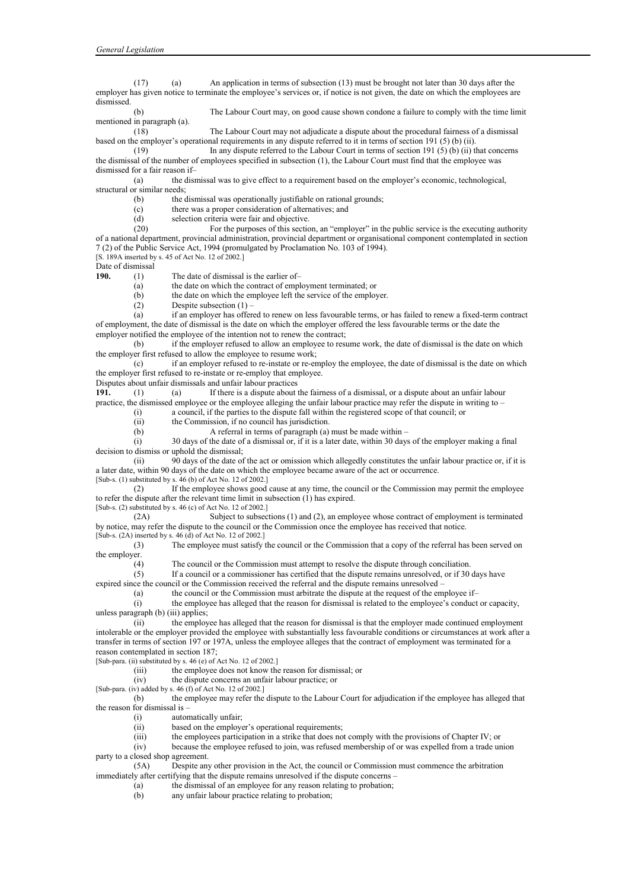(17) (a) An application in terms of subsection (13) must be brought not later than 30 days after the employer has given notice to terminate the employee's services or, if notice is not given, the date on which the employees are dismissed.

(b) The Labour Court may, on good cause shown condone a failure to comply with the time limit mentioned in paragraph (a).

(18) The Labour Court may not adjudicate a dispute about the procedural fairness of a dismissal based on the employer's operational requirements in any dispute referred to it in terms of section 191 (5) (b) (ii).

(19) In any dispute referred to the Labour Court in terms of section 191 (5) (b) (ii) that concerns the dismissal of the number of employees specified in subsection (1), the Labour Court must find that the employee was dismissed for a fair reason if–

(a) the dismissal was to give effect to a requirement based on the employer's economic, technological, structural or similar needs;

(b) the dismissal was operationally justifiable on rational grounds;

(c) there was a proper consideration of alternatives; and

(d) selection criteria were fair and objective.

(20) For the purposes of this section, an "employer" in the public service is the executing authority of a national department, provincial administration, provincial department or organisational component contemplated in section 7 (2) of the Public Service Act, 1994 (promulgated by Proclamation No. 103 of 1994).

[S. 189A inserted by s. 45 of Act No. 12 of 2002.]

Date of dismissal

**190.** (1) The date of dismissal is the earlier of–

(a) the date on which the contract of employment terminated; or

(b) the date on which the employee left the service of the employer.

(2) Despite subsection (1) –

(a) if an employer has offered to renew on less favourable terms, or has failed to renew a fixed-term contract of employment, the date of dismissal is the date on which the employer offered the less favourable terms or the date the employer notified the employee of the intention not to renew the contract;

(b) if the employer refused to allow an employee to resume work, the date of dismissal is the date on which the employer first refused to allow the employee to resume work;

(c) if an employer refused to re-instate or re-employ the employee, the date of dismissal is the date on which the employer first refused to re-instate or re-employ that employee.

Disputes about unfair dismissals and unfair labour practices

**191.** (1) (a) If there is a dispute about the fairness of a dismissal, or a dispute about an unfair labour practice, the dismissed employee or the employee alleging the unfair labour practice may refer the dispute in writing to –

(i) a council, if the parties to the dispute fall within the registered scope of that council; or

(ii) the Commission, if no council has jurisdiction.

(b) A referral in terms of paragraph (a) must be made within –

(i) 30 days of the date of a dismissal or, if it is a later date, within 30 days of the employer making a final decision to dismiss or uphold the dismissal;

(ii) 90 days of the date of the act or omission which allegedly constitutes the unfair labour practice or, if it is a later date, within 90 days of the date on which the employee became aware of the act or occurrence.

[Sub-s. (1) substituted by s. 46 (b) of Act No. 12 of 2002.]

(2) If the employee shows good cause at any time, the council or the Commission may permit the employee to refer the dispute after the relevant time limit in subsection (1) has expired.

[Sub-s. (2) substituted by s. 46 (c) of Act No. 12 of 2002.]

(2A) Subject to subsections (1) and (2), an employee whose contract of employment is terminated by notice, may refer the dispute to the council or the Commission once the employee has received that notice.

[Sub-s. (2A) inserted by s. 46 (d) of Act No. 12 of 2002.]

(3) The employee must satisfy the council or the Commission that a copy of the referral has been served on the employer.

(4) The council or the Commission must attempt to resolve the dispute through conciliation.

(5) If a council or a commissioner has certified that the dispute remains unresolved, or if 30 days have expired since the council or the Commission received the referral and the dispute remains unresolved –

(a) the council or the Commission must arbitrate the dispute at the request of the employee if–

(i) the employee has alleged that the reason for dismissal is related to the employee's conduct or capacity, unless paragraph (b) (iii) applies;

(ii) the employee has alleged that the reason for dismissal is that the employer made continued employment intolerable or the employer provided the employee with substantially less favourable conditions or circumstances at work after a transfer in terms of section 197 or 197A, unless the employee alleges that the contract of employment was terminated for a reason contemplated in section 187;

[Sub-para. (ii) substituted by s. 46 (e) of Act No. 12 of 2002.]

(iii) the employee does not know the reason for dismissal; or

(iv) the dispute concerns an unfair labour practice; or

[Sub-para. (iv) added by s. 46 (f) of Act No. 12 of 2002.]

(b) the employee may refer the dispute to the Labour Court for adjudication if the employee has alleged that the reason for dismissal is –

(i) automatically unfair;

(ii) based on the employer's operational requirements;

(iii) the employees participation in a strike that does not comply with the provisions of Chapter IV; or

(iv) because the employee refused to join, was refused membership of or was expelled from a trade union party to a closed shop agreement.

(5A) Despite any other provision in the Act, the council or Commission must commence the arbitration immediately after certifying that the dispute remains unresolved if the dispute concerns –

(a) the dismissal of an employee for any reason relating to probation;

(b) any unfair labour practice relating to probation;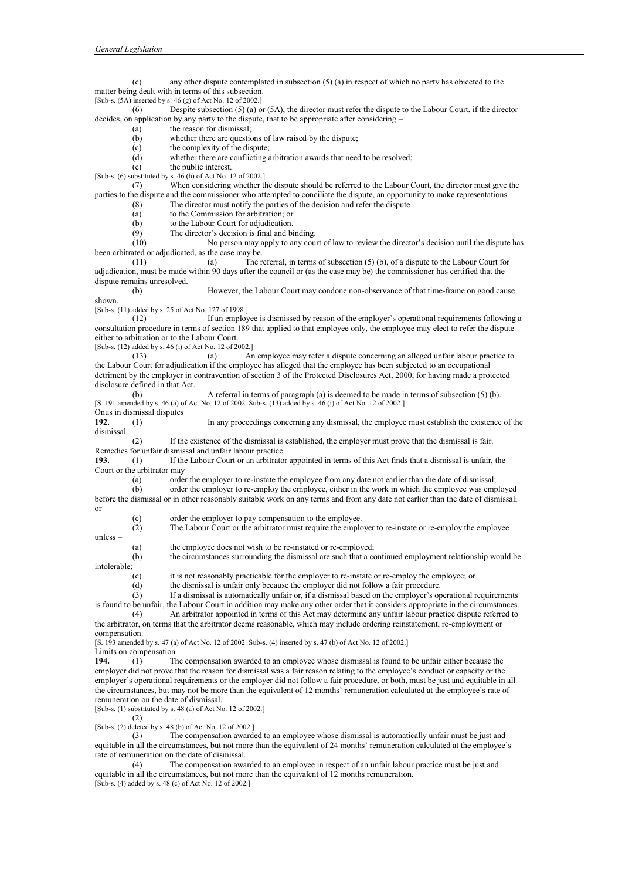(c) any other dispute contemplated in subsection (5) (a) in respect of which no party has objected to the matter being dealt with in terms of this subsection.

[Sub-s. (5A) inserted by s. 46 (g) of Act No. 12 of 2002.]

(6) Despite subsection (5) (a) or (5A), the director must refer the dispute to the Labour Court, if the director decides, on application by any party to the dispute, that to be appropriate after considering –

(a) the reason for dismissal;

(b) whether there are questions of law raised by the dispute;

(c) the complexity of the dispute;

(d) whether there are conflicting arbitration awards that need to be resolved;

(e) the public interest.

[Sub-s. (6) substituted by s. 46 (h) of Act No. 12 of 2002.]

(7) When considering whether the dispute should be referred to the Labour Court, the director must give the parties to the dispute and the commissioner who attempted to conciliate the dispute, an opportunity to make representations.

(8) The director must notify the parties of the decision and refer the dispute –

(a) to the Commission for arbitration; or

(b) to the Labour Court for adjudication.

(9) The director's decision is final and binding.

(10) No person may apply to any court of law to review the director's decision until the dispute has been arbitrated or adjudicated, as the case may be.

(11) (a) The referral, in terms of subsection (5) (b), of a dispute to the Labour Court for adjudication, must be made within 90 days after the council or (as the case may be) the commissioner has certified that the dispute remains unresolved.

(b) However, the Labour Court may condone non-observance of that time-frame on good cause shown.

[Sub-s. (11) added by s. 25 of Act No. 127 of 1998.]

(12) If an employee is dismissed by reason of the employer's operational requirements following a consultation procedure in terms of section 189 that applied to that employee only, the employee may elect to refer the dispute either to arbitration or to the Labour Court.

[Sub-s. (12) added by s. 46 (i) of Act No. 12 of 2002.]

(13) (a) An employee may refer a dispute concerning an alleged unfair labour practice to the Labour Court for adjudication if the employee has alleged that the employee has been subjected to an occupational detriment by the employer in contravention of section 3 of the Protected Disclosures Act, 2000, for having made a protected disclosure defined in that Act.

(b) A referral in terms of paragraph (a) is deemed to be made in terms of subsection (5) (b).

[S. 191 amended by s. 46 (a) of Act No. 12 of 2002. Sub-s. (13) added by s. 46 (i) of Act No. 12 of 2002.]

Onus in dismissal disputes

**192.** (1) In any proceedings concerning any dismissal, the employee must establish the existence of the dismissal.

(2) If the existence of the dismissal is established, the employer must prove that the dismissal is fair.

Remedies for unfair dismissal and unfair labour practice

**193.** (1) If the Labour Court or an arbitrator appointed in terms of this Act finds that a dismissal is unfair, the Court or the arbitrator may –

(a) order the employer to re-instate the employee from any date not earlier than the date of dismissal;

(b) order the employer to re-employ the employee, either in the work in which the employee was employed before the dismissal or in other reasonably suitable work on any terms and from any date not earlier than the date of dismissal; or

(c) order the employer to pay compensation to the employee.

(2) The Labour Court or the arbitrator must require the employer to re-instate or re-employ the employee unless –

(a) the employee does not wish to be re-instated or re-employed;

(b) the circumstances surrounding the dismissal are such that a continued employment relationship would be intolerable;

(c) it is not reasonably practicable for the employer to re-instate or re-employ the employee; or

(d) the dismissal is unfair only because the employer did not follow a fair procedure.

(3) If a dismissal is automatically unfair or, if a dismissal based on the employer's operational requirements is found to be unfair, the Labour Court in addition may make any other order that it considers appropriate in the circumstances.

(4) An arbitrator appointed in terms of this Act may determine any unfair labour practice dispute referred to the arbitrator, on terms that the arbitrator deems reasonable, which may include ordering reinstatement, re-employment or compensation.

[S. 193 amended by s. 47 (a) of Act No. 12 of 2002. Sub-s. (4) inserted by s. 47 (b) of Act No. 12 of 2002.]

Limits on compensation

**194.** (1) The compensation awarded to an employee whose dismissal is found to be unfair either because the employer did not prove that the reason for dismissal was a fair reason relating to the employee's conduct or capacity or the employer's operational requirements or the employer did not follow a fair procedure, or both, must be just and equitable in all the circumstances, but may not be more than the equivalent of 12 months' remuneration calculated at the employee's rate of remuneration on the date of dismissal.

[Sub-s. (1) substituted by s. 48 (a) of Act No. 12 of 2002.]

(2) . . . . . .

[Sub-s. (2) deleted by s. 48 (b) of Act No. 12 of 2002.]

(3) The compensation awarded to an employee whose dismissal is automatically unfair must be just and equitable in all the circumstances, but not more than the equivalent of 24 months' remuneration calculated at the employee's rate of remuneration on the date of dismissal.

(4) The compensation awarded to an employee in respect of an unfair labour practice must be just and equitable in all the circumstances, but not more than the equivalent of 12 months remuneration.

[Sub-s. (4) added by s. 48 (c) of Act No. 12 of 2002.]